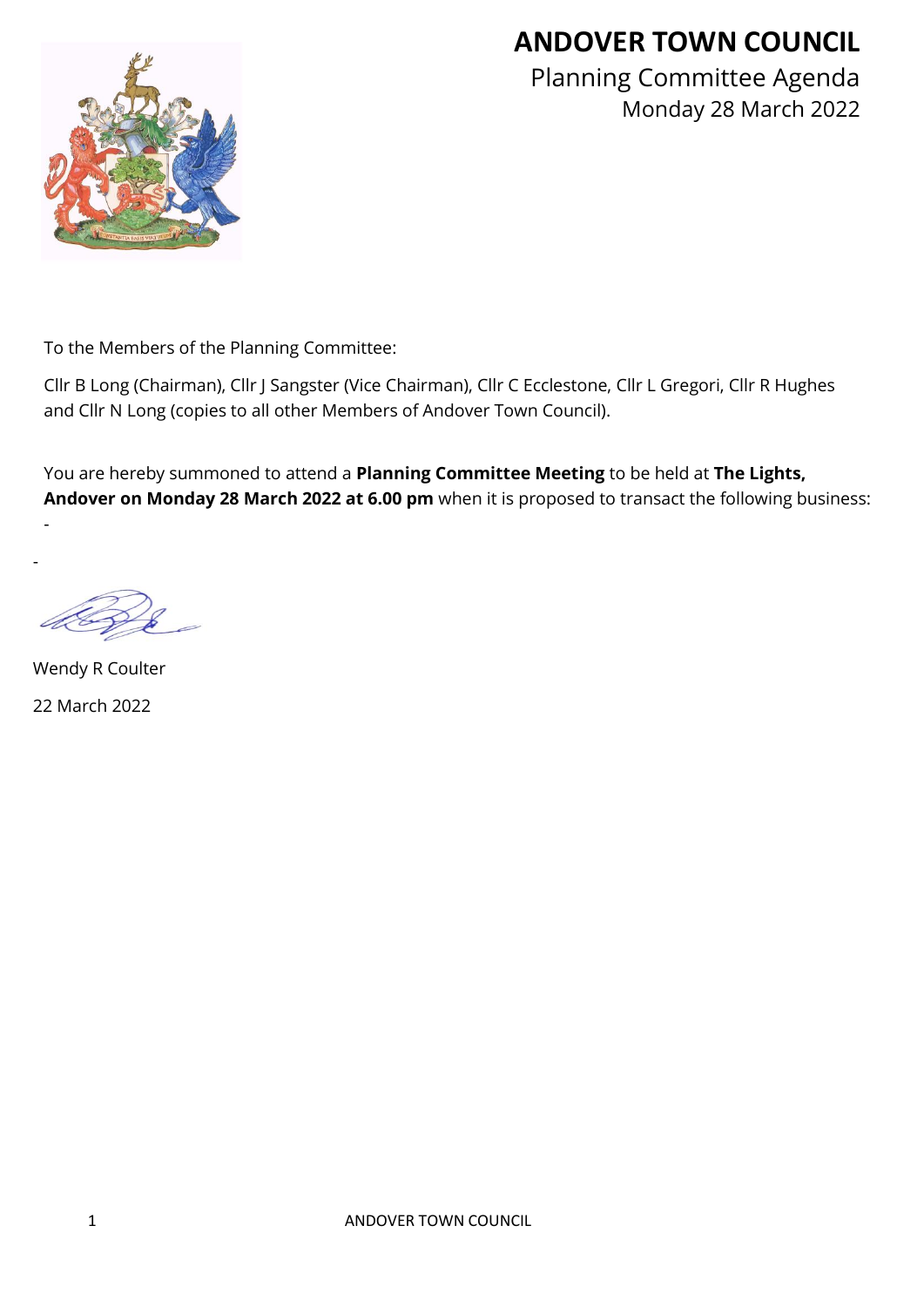# ANDOVER TOWN COUNCIL

## Planning Committee Agenda

### Monday 28 March 2022

To the Members of the Planning Committee:

Cllr B Long (Chairman), Cllr J Sangster (Vice Chairman), Cllr C Ecclestone, Cllr L Gregori, Cllr R Hughes and Cllr N Long (copies to all other Members of Andover Town Council).

You are hereby summoned to attend a **Planning Committee Meeting** to be held at **The Lights, Andover on Monday 28 March 2022 at 6.00 pm** when it is proposed to transact the following business:

-

-

Wendy R Coulter

22 March 2022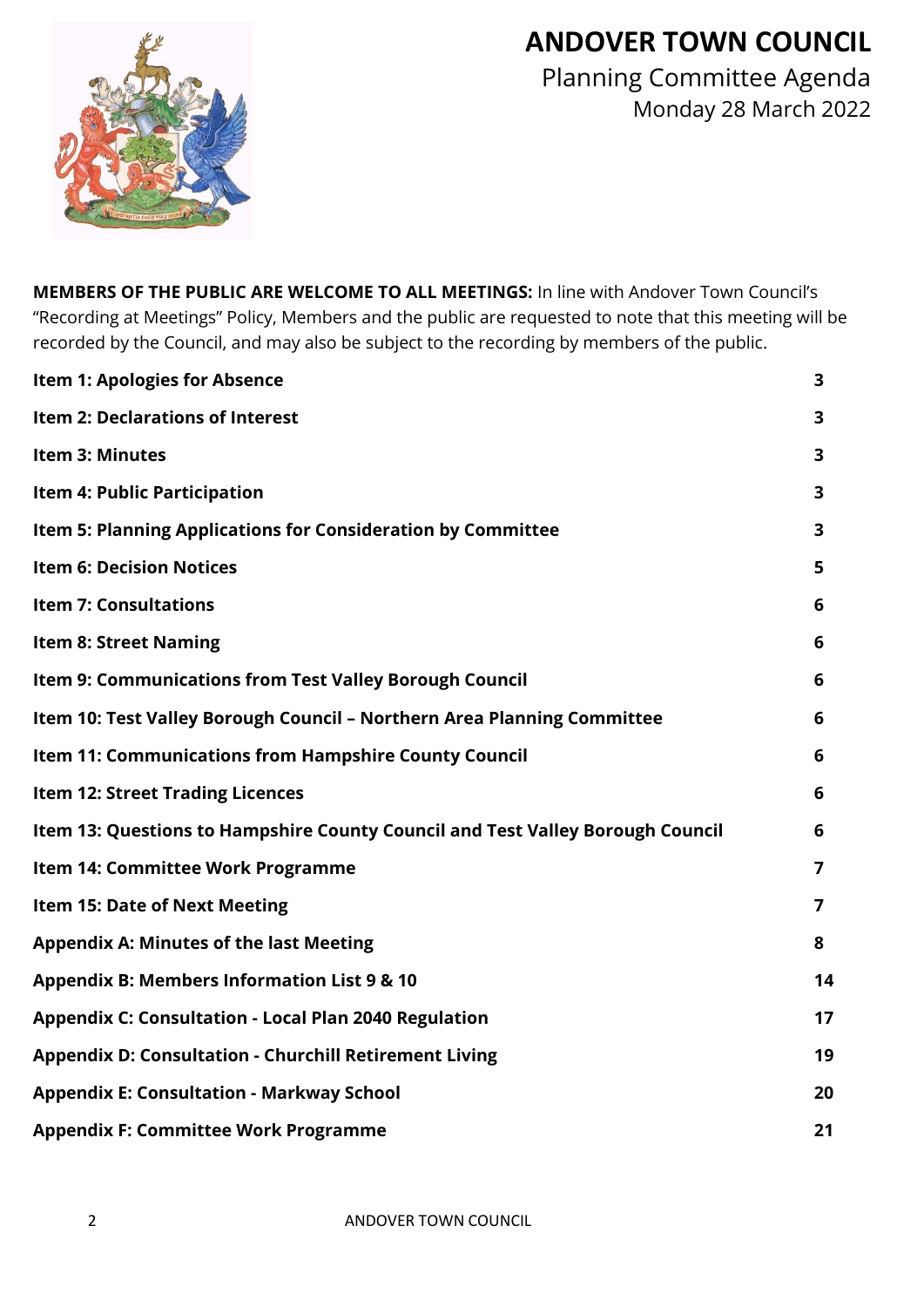# ANDOVER TOWN COUNCIL

## Planning Committee Agenda

Monday 28 March 2022

**MEMBERS OF THE PUBLIC ARE WELCOME TO ALL MEETINGS:** In line with Andover Town Council's "Recording at Meetings" Policy, Members and the public are requested to note that this meeting will be recorded by the Council, and may also be subject to the recording by members of the public.

| | |
|---|---|
| **Item 1: Apologies for Absence** | **3** |
| **Item 2: Declarations of Interest** | **3** |
| **Item 3: Minutes** | **3** |
| **Item 4: Public Participation** | **3** |
| **Item 5: Planning Applications for Consideration by Committee** | **3** |
| **Item 6: Decision Notices** | **5** |
| **Item 7: Consultations** | **6** |
| **Item 8: Street Naming** | **6** |
| **Item 9: Communications from Test Valley Borough Council** | **6** |
| **Item 10: Test Valley Borough Council – Northern Area Planning Committee** | **6** |
| **Item 11: Communications from Hampshire County Council** | **6** |
| **Item 12: Street Trading Licences** | **6** |
| **Item 13: Questions to Hampshire County Council and Test Valley Borough Council** | **6** |
| **Item 14: Committee Work Programme** | **7** |
| **Item 15: Date of Next Meeting** | **7** |
| **Appendix A: Minutes of the last Meeting** | **8** |
| **Appendix B: Members Information List 9 & 10** | **14** |
| **Appendix C: Consultation - Local Plan 2040 Regulation** | **17** |
| **Appendix D: Consultation - Churchill Retirement Living** | **19** |
| **Appendix E: Consultation - Markway School** | **20** |
| **Appendix F: Committee Work Programme** | **21** |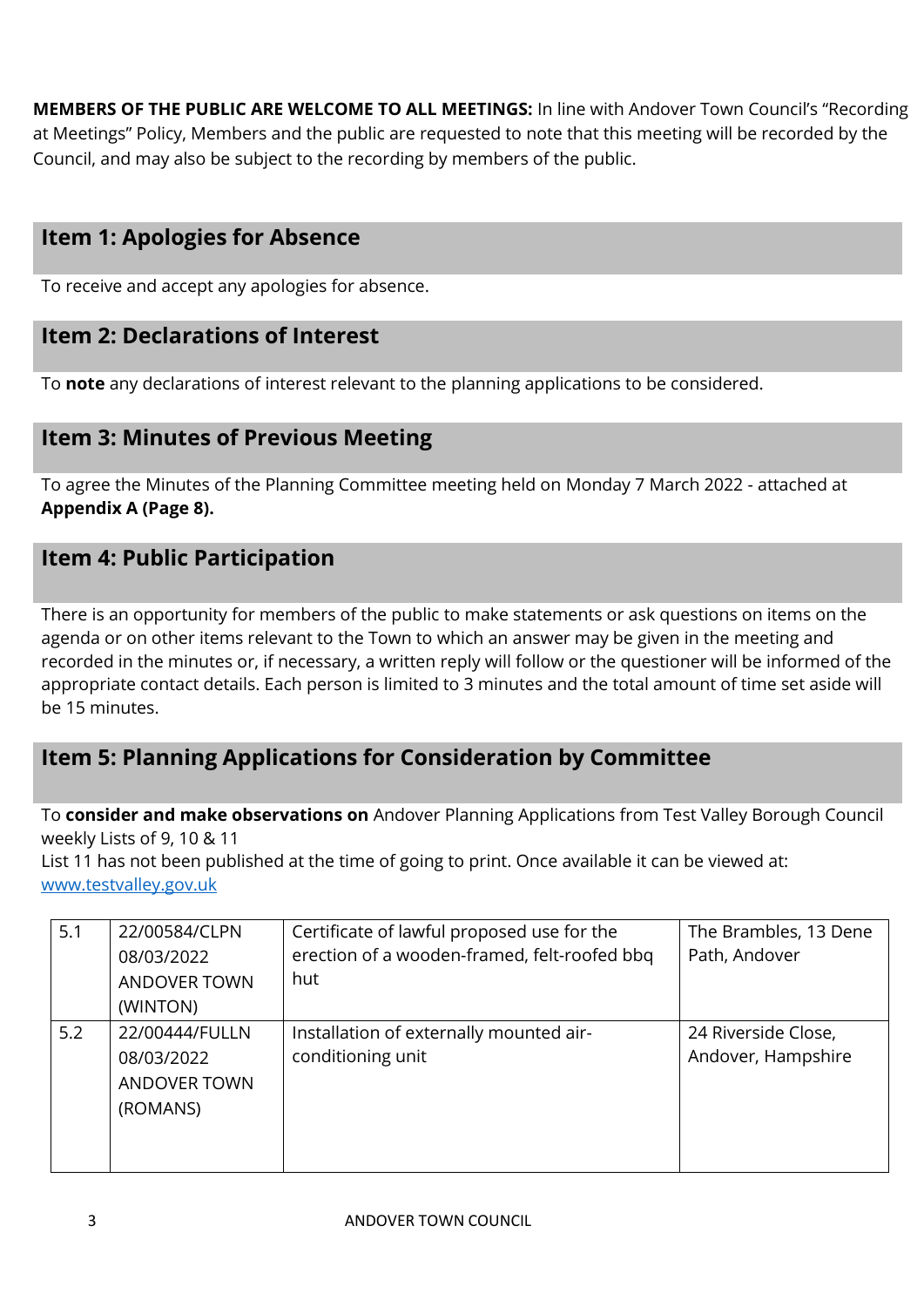**MEMBERS OF THE PUBLIC ARE WELCOME TO ALL MEETINGS:** In line with Andover Town Council's "Recording at Meetings" Policy, Members and the public are requested to note that this meeting will be recorded by the Council, and may also be subject to the recording by members of the public.

## Item 1: Apologies for Absence

To receive and accept any apologies for absence.

## Item 2: Declarations of Interest

To **note** any declarations of interest relevant to the planning applications to be considered.

## Item 3: Minutes of Previous Meeting

To agree the Minutes of the Planning Committee meeting held on Monday 7 March 2022 - attached at **Appendix A (Page 8).**

## Item 4: Public Participation

There is an opportunity for members of the public to make statements or ask questions on items on the agenda or on other items relevant to the Town to which an answer may be given in the meeting and recorded in the minutes or, if necessary, a written reply will follow or the questioner will be informed of the appropriate contact details. Each person is limited to 3 minutes and the total amount of time set aside will be 15 minutes.

## Item 5: Planning Applications for Consideration by Committee

To **consider and make observations on** Andover Planning Applications from Test Valley Borough Council weekly Lists of 9, 10 & 11
List 11 has not been published at the time of going to print. Once available it can be viewed at: www.testvalley.gov.uk

| | | | |
|---|---|---|---|
| 5.1 | 22/00584/CLPN<br>08/03/2022<br>ANDOVER TOWN (WINTON) | Certificate of lawful proposed use for the erection of a wooden-framed, felt-roofed bbq hut | The Brambles, 13 Dene Path, Andover |
| 5.2 | 22/00444/FULLN<br>08/03/2022<br>ANDOVER TOWN (ROMANS) | Installation of externally mounted air-conditioning unit | 24 Riverside Close, Andover, Hampshire |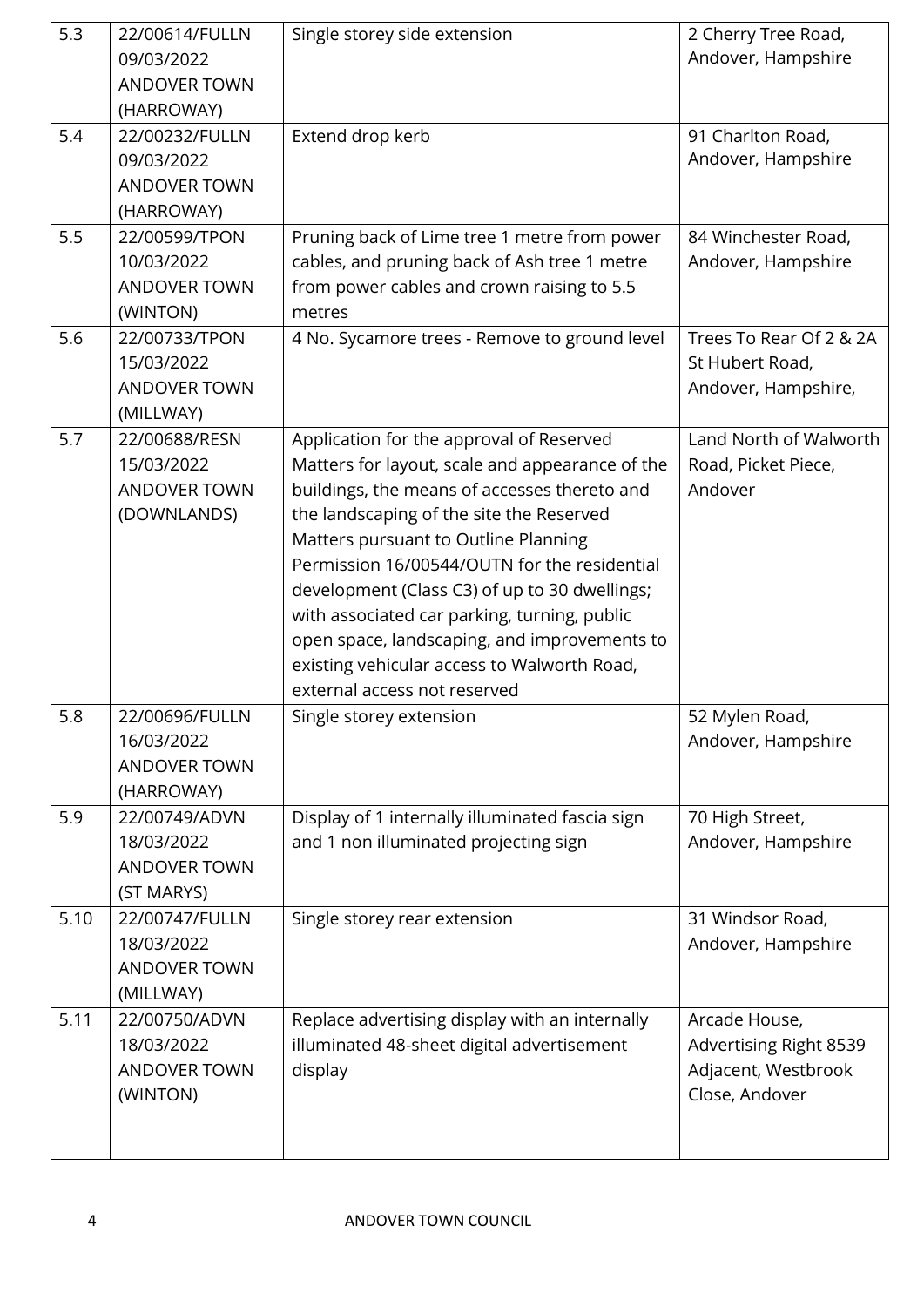| 5.3 | 22/00614/FULLN 09/03/2022 ANDOVER TOWN (HARROWAY) | Single storey side extension | 2 Cherry Tree Road, Andover, Hampshire |
|---|---|---|---|
| 5.4 | 22/00232/FULLN 09/03/2022 ANDOVER TOWN (HARROWAY) | Extend drop kerb | 91 Charlton Road, Andover, Hampshire |
| 5.5 | 22/00599/TPON 10/03/2022 ANDOVER TOWN (WINTON) | Pruning back of Lime tree 1 metre from power cables, and pruning back of Ash tree 1 metre from power cables and crown raising to 5.5 metres | 84 Winchester Road, Andover, Hampshire |
| 5.6 | 22/00733/TPON 15/03/2022 ANDOVER TOWN (MILLWAY) | 4 No. Sycamore trees - Remove to ground level | Trees To Rear Of 2 & 2A St Hubert Road, Andover, Hampshire, |
| 5.7 | 22/00688/RESN 15/03/2022 ANDOVER TOWN (DOWNLANDS) | Application for the approval of Reserved Matters for layout, scale and appearance of the buildings, the means of accesses thereto and the landscaping of the site the Reserved Matters pursuant to Outline Planning Permission 16/00544/OUTN for the residential development (Class C3) of up to 30 dwellings; with associated car parking, turning, public open space, landscaping, and improvements to existing vehicular access to Walworth Road, external access not reserved | Land North of Walworth Road, Picket Piece, Andover |
| 5.8 | 22/00696/FULLN 16/03/2022 ANDOVER TOWN (HARROWAY) | Single storey extension | 52 Mylen Road, Andover, Hampshire |
| 5.9 | 22/00749/ADVN 18/03/2022 ANDOVER TOWN (ST MARYS) | Display of 1 internally illuminated fascia sign and 1 non illuminated projecting sign | 70 High Street, Andover, Hampshire |
| 5.10 | 22/00747/FULLN 18/03/2022 ANDOVER TOWN (MILLWAY) | Single storey rear extension | 31 Windsor Road, Andover, Hampshire |
| 5.11 | 22/00750/ADVN 18/03/2022 ANDOVER TOWN (WINTON) | Replace advertising display with an internally illuminated 48-sheet digital advertisement display | Arcade House, Advertising Right 8539 Adjacent, Westbrook Close, Andover |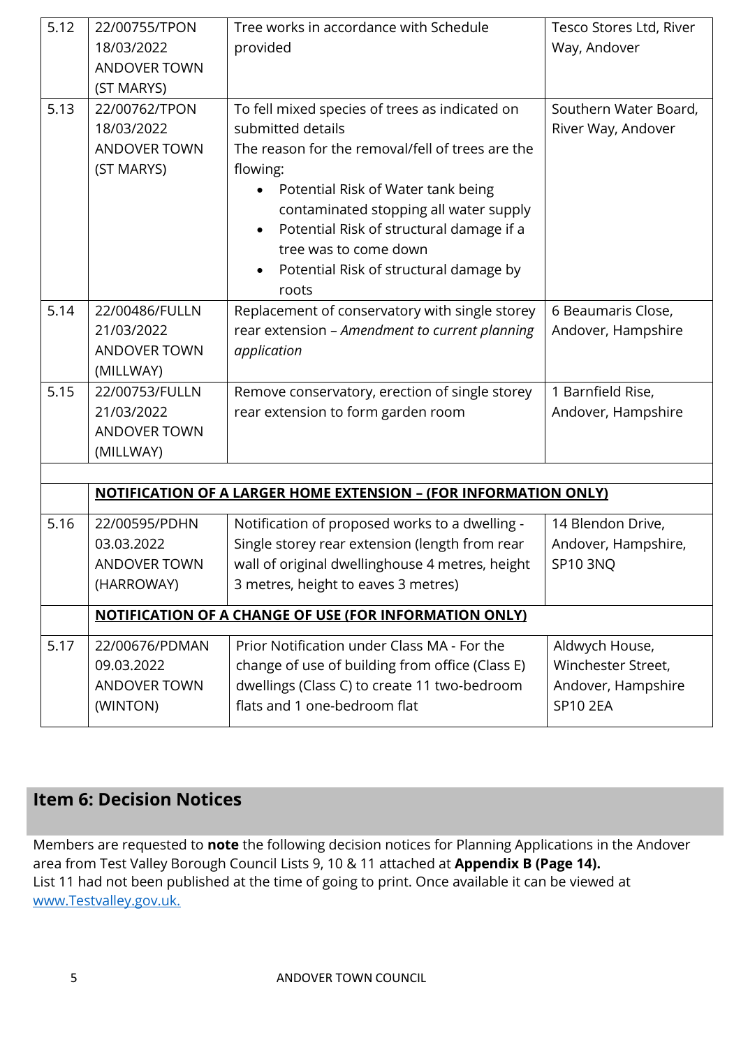| | | | |
|---|---|---|---|
| 5.12 | 22/00755/TPON 18/03/2022 ANDOVER TOWN (ST MARYS) | Tree works in accordance with Schedule provided | Tesco Stores Ltd, River Way, Andover |
| 5.13 | 22/00762/TPON 18/03/2022 ANDOVER TOWN (ST MARYS) | To fell mixed species of trees as indicated on submitted details<br>The reason for the removal/fell of trees are the flowing:<br>• Potential Risk of Water tank being contaminated stopping all water supply<br>• Potential Risk of structural damage if a tree was to come down<br>• Potential Risk of structural damage by roots | Southern Water Board, River Way, Andover |
| 5.14 | 22/00486/FULLN 21/03/2022 ANDOVER TOWN (MILLWAY) | Replacement of conservatory with single storey rear extension – *Amendment to current planning application* | 6 Beaumaris Close, Andover, Hampshire |
| 5.15 | 22/00753/FULLN 21/03/2022 ANDOVER TOWN (MILLWAY) | Remove conservatory, erection of single storey rear extension to form garden room | 1 Barnfield Rise, Andover, Hampshire |
| | | | |
| | **NOTIFICATION OF A LARGER HOME EXTENSION – (FOR INFORMATION ONLY)** | | |
| 5.16 | 22/00595/PDHN 03.03.2022 ANDOVER TOWN (HARROWAY) | Notification of proposed works to a dwelling - Single storey rear extension (length from rear wall of original dwellinghouse 4 metres, height 3 metres, height to eaves 3 metres) | 14 Blendon Drive, Andover, Hampshire, SP10 3NQ |
| | **NOTIFICATION OF A CHANGE OF USE (FOR INFORMATION ONLY)** | | |
| 5.17 | 22/00676/PDMAN 09.03.2022 ANDOVER TOWN (WINTON) | Prior Notification under Class MA - For the change of use of building from office (Class E) dwellings (Class C) to create 11 two-bedroom flats and 1 one-bedroom flat | Aldwych House, Winchester Street, Andover, Hampshire SP10 2EA |

## Item 6: Decision Notices

Members are requested to **note** the following decision notices for Planning Applications in the Andover area from Test Valley Borough Council Lists 9, 10 & 11 attached at **Appendix B (Page 14).**
List 11 had not been published at the time of going to print. Once available it can be viewed at www.Testvalley.gov.uk.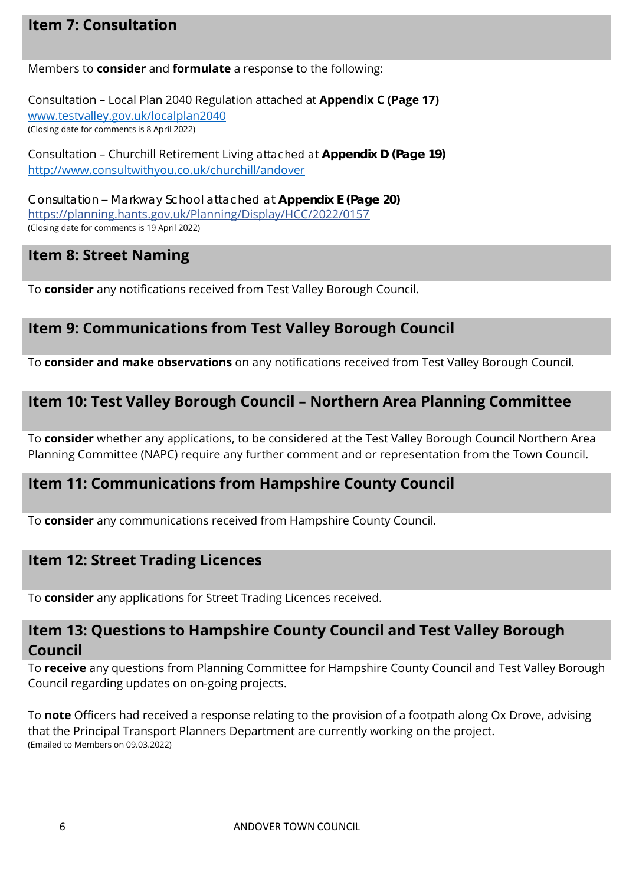## Item 7: Consultation

Members to **consider** and **formulate** a response to the following:

Consultation – Local Plan 2040 Regulation attached at **Appendix C (Page 17)**
www.testvalley.gov.uk/localplan2040
(Closing date for comments is 8 April 2022)

Consultation – Churchill Retirement Living attached at **Appendix D (Page 19)**
http://www.consultwithyou.co.uk/churchill/andover

Consultation – Markway School attached at **Appendix E (Page 20)**
https://planning.hants.gov.uk/Planning/Display/HCC/2022/0157
(Closing date for comments is 19 April 2022)

## Item 8: Street Naming

To **consider** any notifications received from Test Valley Borough Council.

## Item 9: Communications from Test Valley Borough Council

To **consider and make observations** on any notifications received from Test Valley Borough Council.

## Item 10: Test Valley Borough Council – Northern Area Planning Committee

To **consider** whether any applications, to be considered at the Test Valley Borough Council Northern Area Planning Committee (NAPC) require any further comment and or representation from the Town Council.

## Item 11: Communications from Hampshire County Council

To **consider** any communications received from Hampshire County Council.

## Item 12: Street Trading Licences

To **consider** any applications for Street Trading Licences received.

## Item 13: Questions to Hampshire County Council and Test Valley Borough Council

To **receive** any questions from Planning Committee for Hampshire County Council and Test Valley Borough Council regarding updates on on-going projects.

To **note** Officers had received a response relating to the provision of a footpath along Ox Drove, advising that the Principal Transport Planners Department are currently working on the project.
(Emailed to Members on 09.03.2022)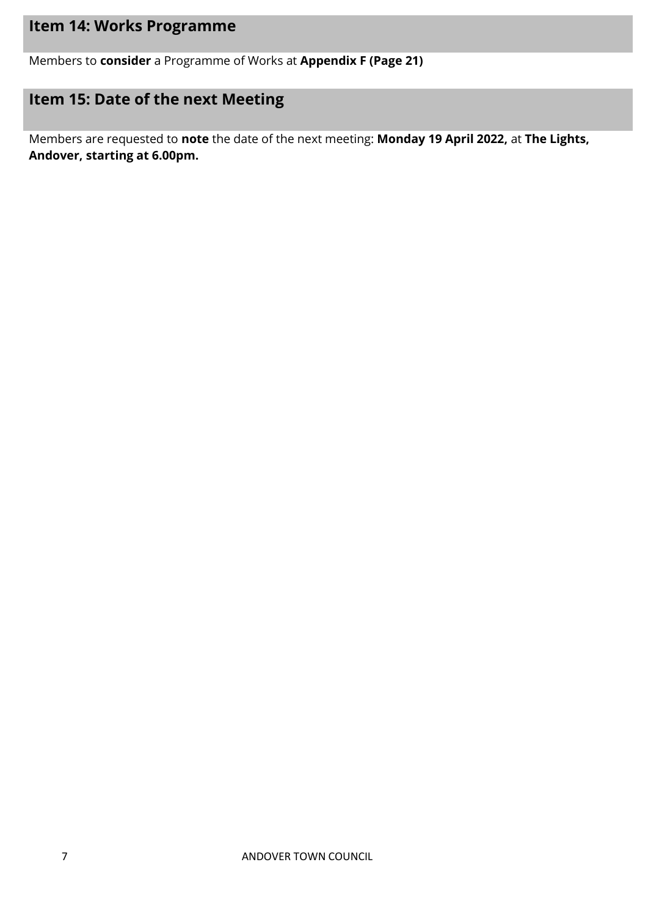## Item 14: Works Programme

Members to **consider** a Programme of Works at **Appendix F (Page 21)**

## Item 15: Date of the next Meeting

Members are requested to **note** the date of the next meeting: **Monday 19 April 2022,** at **The Lights, Andover, starting at 6.00pm.**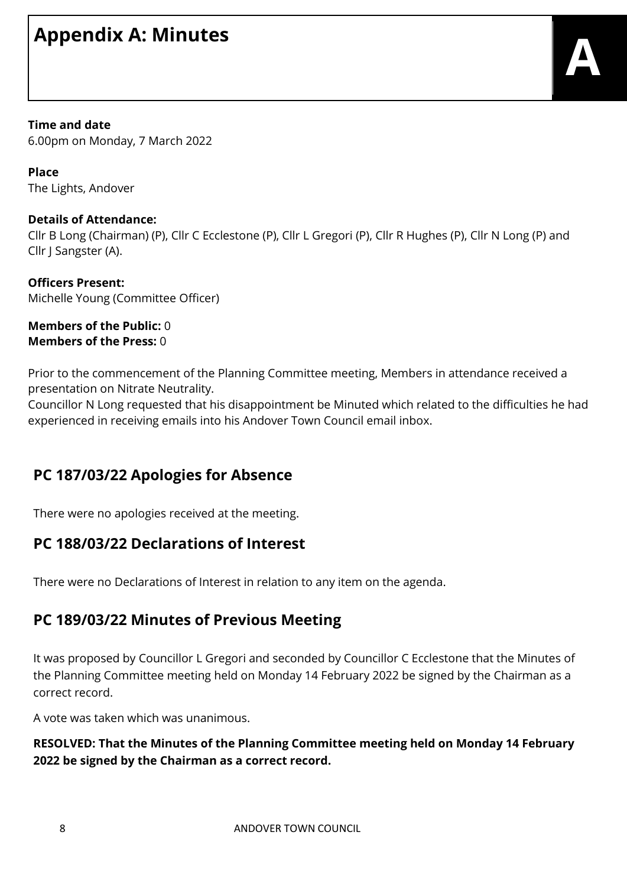# Appendix A: Minutes

**Time and date**
6.00pm on Monday, 7 March 2022

**Place**
The Lights, Andover

**Details of Attendance:**
Cllr B Long (Chairman) (P), Cllr C Ecclestone (P), Cllr L Gregori (P), Cllr R Hughes (P), Cllr N Long (P) and Cllr J Sangster (A).

**Officers Present:**
Michelle Young (Committee Officer)

**Members of the Public:** 0
**Members of the Press:** 0

Prior to the commencement of the Planning Committee meeting, Members in attendance received a presentation on Nitrate Neutrality.
Councillor N Long requested that his disappointment be Minuted which related to the difficulties he had experienced in receiving emails into his Andover Town Council email inbox.

## PC 187/03/22 Apologies for Absence

There were no apologies received at the meeting.

## PC 188/03/22 Declarations of Interest

There were no Declarations of Interest in relation to any item on the agenda.

## PC 189/03/22 Minutes of Previous Meeting

It was proposed by Councillor L Gregori and seconded by Councillor C Ecclestone that the Minutes of the Planning Committee meeting held on Monday 14 February 2022 be signed by the Chairman as a correct record.

A vote was taken which was unanimous.

**RESOLVED: That the Minutes of the Planning Committee meeting held on Monday 14 February 2022 be signed by the Chairman as a correct record.**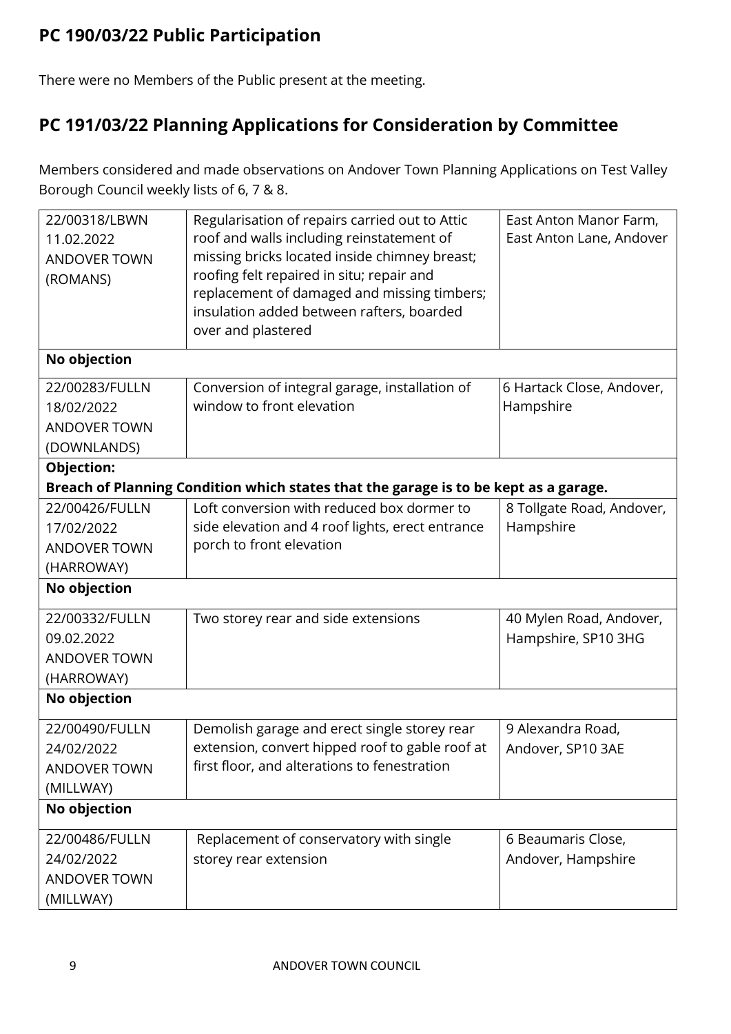## PC 190/03/22 Public Participation

There were no Members of the Public present at the meeting.

## PC 191/03/22 Planning Applications for Consideration by Committee

Members considered and made observations on Andover Town Planning Applications on Test Valley Borough Council weekly lists of 6, 7 & 8.

| | | |
|---|---|---|
| 22/00318/LBWN 11.02.2022 ANDOVER TOWN (ROMANS) | Regularisation of repairs carried out to Attic roof and walls including reinstatement of missing bricks located inside chimney breast; roofing felt repaired in situ; repair and replacement of damaged and missing timbers; insulation added between rafters, boarded over and plastered | East Anton Manor Farm, East Anton Lane, Andover |
| **No objection** | | |
| 22/00283/FULLN 18/02/2022 ANDOVER TOWN (DOWNLANDS) | Conversion of integral garage, installation of window to front elevation | 6 Hartack Close, Andover, Hampshire |
| **Objection:** **Breach of Planning Condition which states that the garage is to be kept as a garage.** | | |
| 22/00426/FULLN 17/02/2022 ANDOVER TOWN (HARROWAY) | Loft conversion with reduced box dormer to side elevation and 4 roof lights, erect entrance porch to front elevation | 8 Tollgate Road, Andover, Hampshire |
| **No objection** | | |
| 22/00332/FULLN 09.02.2022 ANDOVER TOWN (HARROWAY) | Two storey rear and side extensions | 40 Mylen Road, Andover, Hampshire, SP10 3HG |
| **No objection** | | |
| 22/00490/FULLN 24/02/2022 ANDOVER TOWN (MILLWAY) | Demolish garage and erect single storey rear extension, convert hipped roof to gable roof at first floor, and alterations to fenestration | 9 Alexandra Road, Andover, SP10 3AE |
| **No objection** | | |
| 22/00486/FULLN 24/02/2022 ANDOVER TOWN (MILLWAY) | Replacement of conservatory with single storey rear extension | 6 Beaumaris Close, Andover, Hampshire |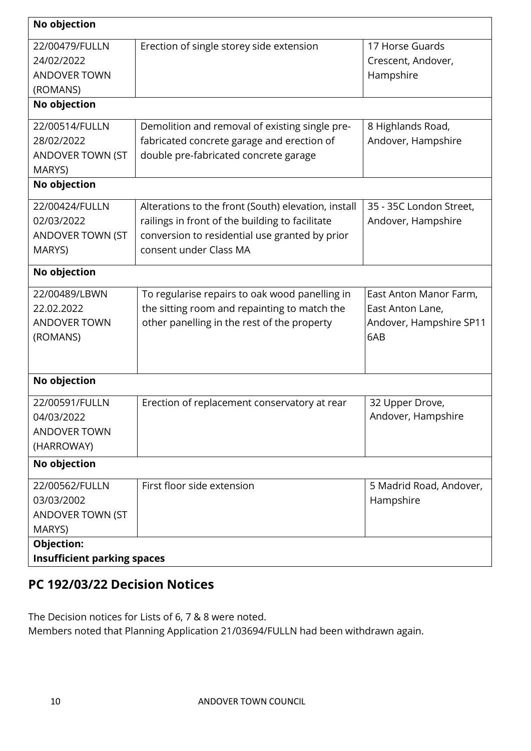| | | |
|---|---|---|
| **No objection** | | |
| 22/00479/FULLN 24/02/2022 ANDOVER TOWN (ROMANS) | Erection of single storey side extension | 17 Horse Guards Crescent, Andover, Hampshire |
| **No objection** | | |
| 22/00514/FULLN 28/02/2022 ANDOVER TOWN (ST MARYS) | Demolition and removal of existing single pre-fabricated concrete garage and erection of double pre-fabricated concrete garage | 8 Highlands Road, Andover, Hampshire |
| **No objection** | | |
| 22/00424/FULLN 02/03/2022 ANDOVER TOWN (ST MARYS) | Alterations to the front (South) elevation, install railings in front of the building to facilitate conversion to residential use granted by prior consent under Class MA | 35 - 35C London Street, Andover, Hampshire |
| **No objection** | | |
| 22/00489/LBWN 22.02.2022 ANDOVER TOWN (ROMANS) | To regularise repairs to oak wood panelling in the sitting room and repainting to match the other panelling in the rest of the property | East Anton Manor Farm, East Anton Lane, Andover, Hampshire SP11 6AB |
| **No objection** | | |
| 22/00591/FULLN 04/03/2022 ANDOVER TOWN (HARROWAY) | Erection of replacement conservatory at rear | 32 Upper Drove, Andover, Hampshire |
| **No objection** | | |
| 22/00562/FULLN 03/03/2002 ANDOVER TOWN (ST MARYS) | First floor side extension | 5 Madrid Road, Andover, Hampshire |
| **Objection:** **Insufficient parking spaces** | | |

## PC 192/03/22 Decision Notices

The Decision notices for Lists of 6, 7 & 8 were noted.
Members noted that Planning Application 21/03694/FULLN had been withdrawn again.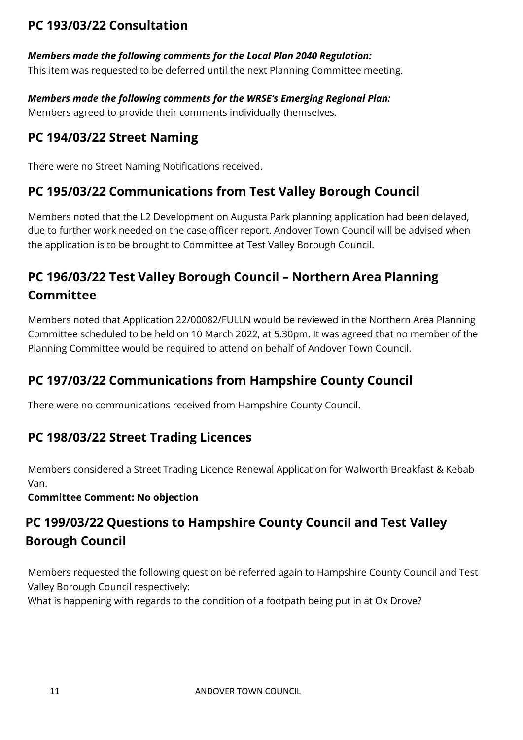## PC 193/03/22 Consultation

***Members made the following comments for the Local Plan 2040 Regulation:***
This item was requested to be deferred until the next Planning Committee meeting.

***Members made the following comments for the WRSE's Emerging Regional Plan:***
Members agreed to provide their comments individually themselves.

## PC 194/03/22 Street Naming

There were no Street Naming Notifications received.

## PC 195/03/22 Communications from Test Valley Borough Council

Members noted that the L2 Development on Augusta Park planning application had been delayed, due to further work needed on the case officer report. Andover Town Council will be advised when the application is to be brought to Committee at Test Valley Borough Council.

## PC 196/03/22 Test Valley Borough Council – Northern Area Planning Committee

Members noted that Application 22/00082/FULLN would be reviewed in the Northern Area Planning Committee scheduled to be held on 10 March 2022, at 5.30pm. It was agreed that no member of the Planning Committee would be required to attend on behalf of Andover Town Council.

## PC 197/03/22 Communications from Hampshire County Council

There were no communications received from Hampshire County Council.

## PC 198/03/22 Street Trading Licences

Members considered a Street Trading Licence Renewal Application for Walworth Breakfast & Kebab Van.

**Committee Comment: No objection**

## PC 199/03/22 Questions to Hampshire County Council and Test Valley Borough Council

Members requested the following question be referred again to Hampshire County Council and Test Valley Borough Council respectively:

What is happening with regards to the condition of a footpath being put in at Ox Drove?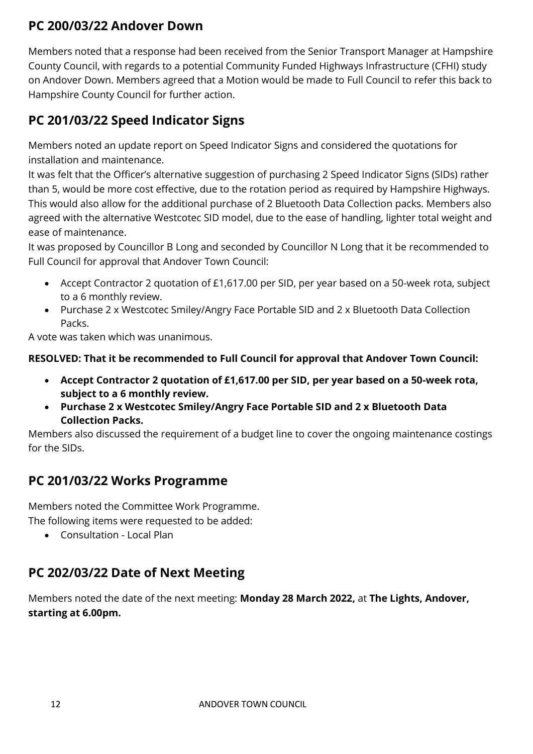## PC 200/03/22 Andover Down

Members noted that a response had been received from the Senior Transport Manager at Hampshire County Council, with regards to a potential Community Funded Highways Infrastructure (CFHI) study on Andover Down. Members agreed that a Motion would be made to Full Council to refer this back to Hampshire County Council for further action.

## PC 201/03/22 Speed Indicator Signs

Members noted an update report on Speed Indicator Signs and considered the quotations for installation and maintenance.

It was felt that the Officer's alternative suggestion of purchasing 2 Speed Indicator Signs (SIDs) rather than 5, would be more cost effective, due to the rotation period as required by Hampshire Highways. This would also allow for the additional purchase of 2 Bluetooth Data Collection packs. Members also agreed with the alternative Westcotec SID model, due to the ease of handling, lighter total weight and ease of maintenance.

It was proposed by Councillor B Long and seconded by Councillor N Long that it be recommended to Full Council for approval that Andover Town Council:

- Accept Contractor 2 quotation of £1,617.00 per SID, per year based on a 50-week rota, subject to a 6 monthly review.
- Purchase 2 x Westcotec Smiley/Angry Face Portable SID and 2 x Bluetooth Data Collection Packs.

A vote was taken which was unanimous.

**RESOLVED: That it be recommended to Full Council for approval that Andover Town Council:**

- **Accept Contractor 2 quotation of £1,617.00 per SID, per year based on a 50-week rota, subject to a 6 monthly review.**
- **Purchase 2 x Westcotec Smiley/Angry Face Portable SID and 2 x Bluetooth Data Collection Packs.**

Members also discussed the requirement of a budget line to cover the ongoing maintenance costings for the SIDs.

## PC 201/03/22 Works Programme

Members noted the Committee Work Programme.
The following items were requested to be added:

- Consultation - Local Plan

## PC 202/03/22 Date of Next Meeting

Members noted the date of the next meeting: **Monday 28 March 2022,** at **The Lights, Andover, starting at 6.00pm.**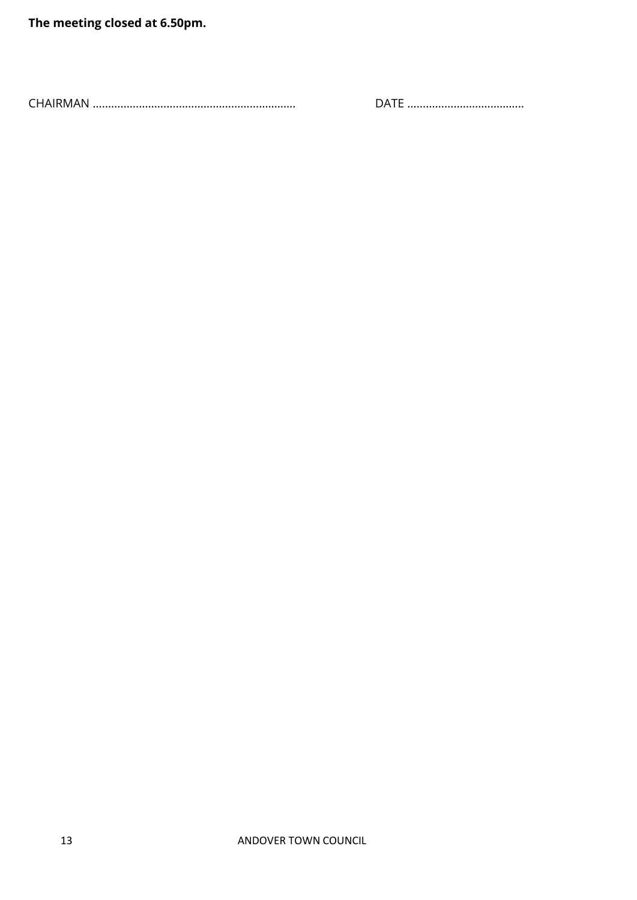**The meeting closed at 6.50pm.**

CHAIRMAN ................................................................. DATE .....................................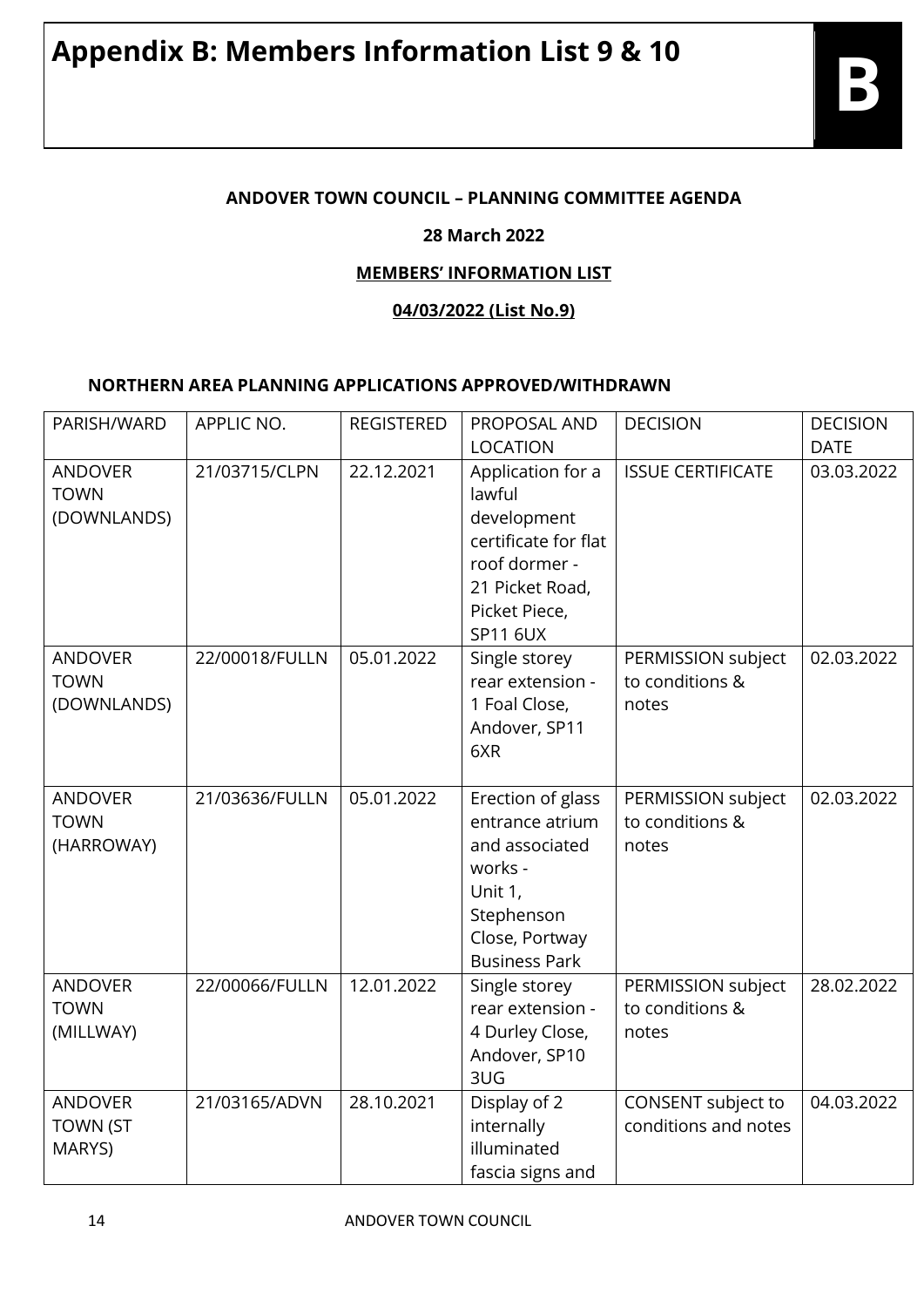# Appendix B: Members Information List 9 & 10

**B**

**ANDOVER TOWN COUNCIL – PLANNING COMMITTEE AGENDA**

**28 March 2022**

**MEMBERS' INFORMATION LIST**

**04/03/2022 (List No.9)**

**NORTHERN AREA PLANNING APPLICATIONS APPROVED/WITHDRAWN**

| PARISH/WARD | APPLIC NO. | REGISTERED | PROPOSAL AND LOCATION | DECISION | DECISION DATE |
|---|---|---|---|---|---|
| ANDOVER TOWN (DOWNLANDS) | 21/03715/CLPN | 22.12.2021 | Application for a lawful development certificate for flat roof dormer - 21 Picket Road, Picket Piece, SP11 6UX | ISSUE CERTIFICATE | 03.03.2022 |
| ANDOVER TOWN (DOWNLANDS) | 22/00018/FULLN | 05.01.2022 | Single storey rear extension - 1 Foal Close, Andover, SP11 6XR | PERMISSION subject to conditions & notes | 02.03.2022 |
| ANDOVER TOWN (HARROWAY) | 21/03636/FULLN | 05.01.2022 | Erection of glass entrance atrium and associated works - Unit 1, Stephenson Close, Portway Business Park | PERMISSION subject to conditions & notes | 02.03.2022 |
| ANDOVER TOWN (MILLWAY) | 22/00066/FULLN | 12.01.2022 | Single storey rear extension - 4 Durley Close, Andover, SP10 3UG | PERMISSION subject to conditions & notes | 28.02.2022 |
| ANDOVER TOWN (ST MARYS) | 21/03165/ADVN | 28.10.2021 | Display of 2 internally illuminated fascia signs and | CONSENT subject to conditions and notes | 04.03.2022 |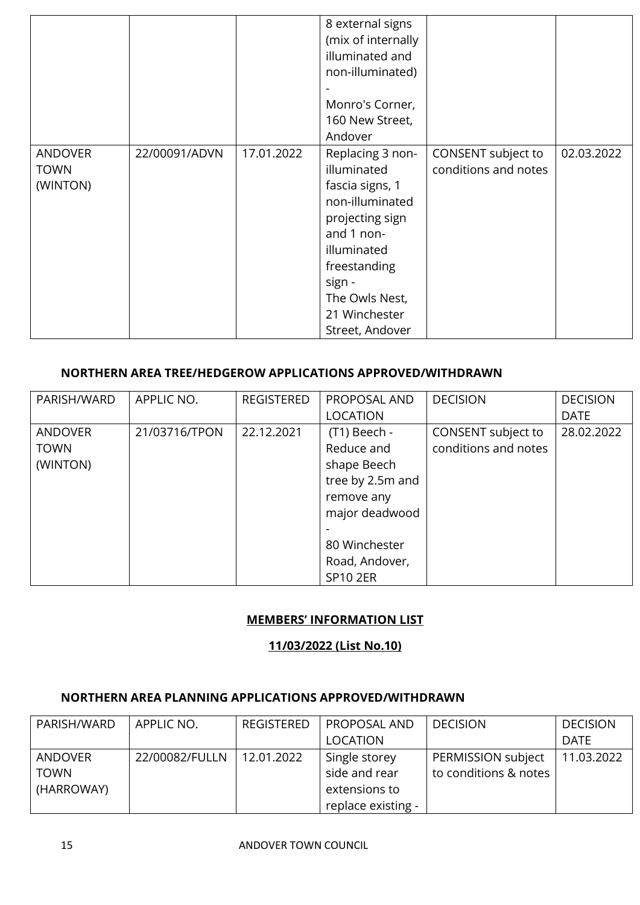| | | | 8 external signs (mix of internally illuminated and non-illuminated) - Monro's Corner, 160 New Street, Andover | | |
|---|---|---|---|---|---|
| ANDOVER TOWN (WINTON) | 22/00091/ADVN | 17.01.2022 | Replacing 3 non-illuminated fascia signs, 1 non-illuminated projecting sign and 1 non-illuminated freestanding sign - The Owls Nest, 21 Winchester Street, Andover | CONSENT subject to conditions and notes | 02.03.2022 |

## NORTHERN AREA TREE/HEDGEROW APPLICATIONS APPROVED/WITHDRAWN

| PARISH/WARD | APPLIC NO. | REGISTERED | PROPOSAL AND LOCATION | DECISION | DECISION DATE |
|---|---|---|---|---|---|
| ANDOVER TOWN (WINTON) | 21/03716/TPON | 22.12.2021 | (T1) Beech - Reduce and shape Beech tree by 2.5m and remove any major deadwood - 80 Winchester Road, Andover, SP10 2ER | CONSENT subject to conditions and notes | 28.02.2022 |

## MEMBERS' INFORMATION LIST

### 11/03/2022 (List No.10)

## NORTHERN AREA PLANNING APPLICATIONS APPROVED/WITHDRAWN

| PARISH/WARD | APPLIC NO. | REGISTERED | PROPOSAL AND LOCATION | DECISION | DECISION DATE |
|---|---|---|---|---|---|
| ANDOVER TOWN (HARROWAY) | 22/00082/FULLN | 12.01.2022 | Single storey side and rear extensions to replace existing - | PERMISSION subject to conditions & notes | 11.03.2022 |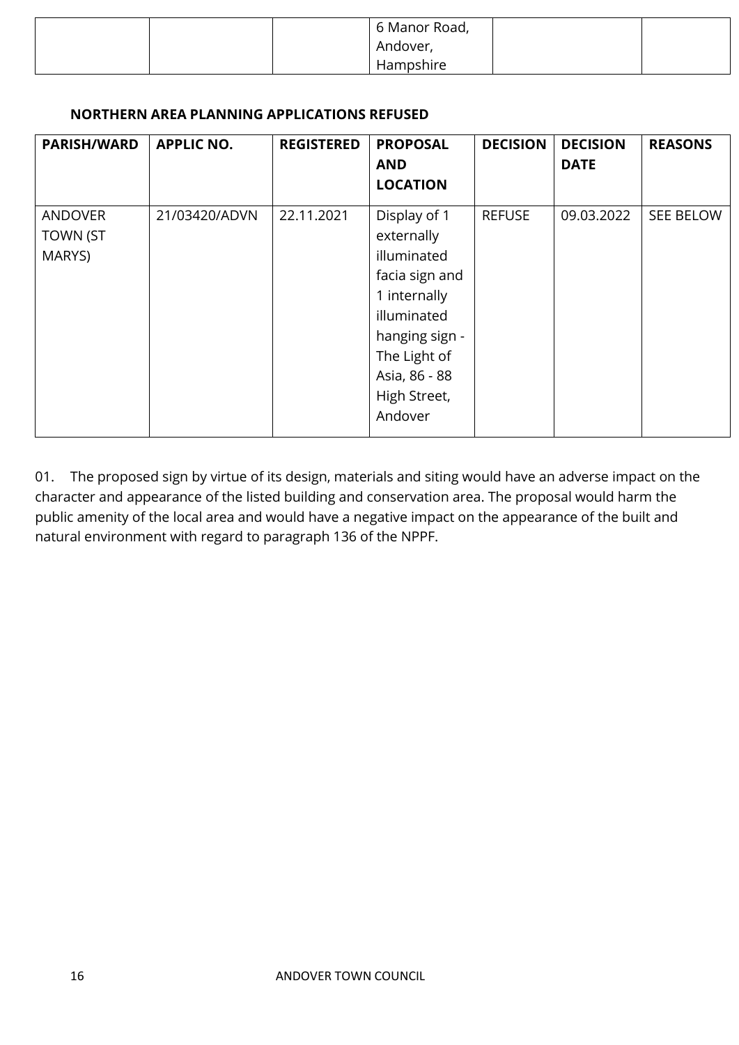| | | | 6 Manor Road, Andover, Hampshire | | |
|---|---|---|---|---|---|

**NORTHERN AREA PLANNING APPLICATIONS REFUSED**

| PARISH/WARD | APPLIC NO. | REGISTERED | PROPOSAL AND LOCATION | DECISION | DECISION DATE | REASONS |
|---|---|---|---|---|---|---|
| ANDOVER TOWN (ST MARYS) | 21/03420/ADVN | 22.11.2021 | Display of 1 externally illuminated facia sign and 1 internally illuminated hanging sign - The Light of Asia, 86 - 88 High Street, Andover | REFUSE | 09.03.2022 | SEE BELOW |

01. The proposed sign by virtue of its design, materials and siting would have an adverse impact on the character and appearance of the listed building and conservation area. The proposal would harm the public amenity of the local area and would have a negative impact on the appearance of the built and natural environment with regard to paragraph 136 of the NPPF.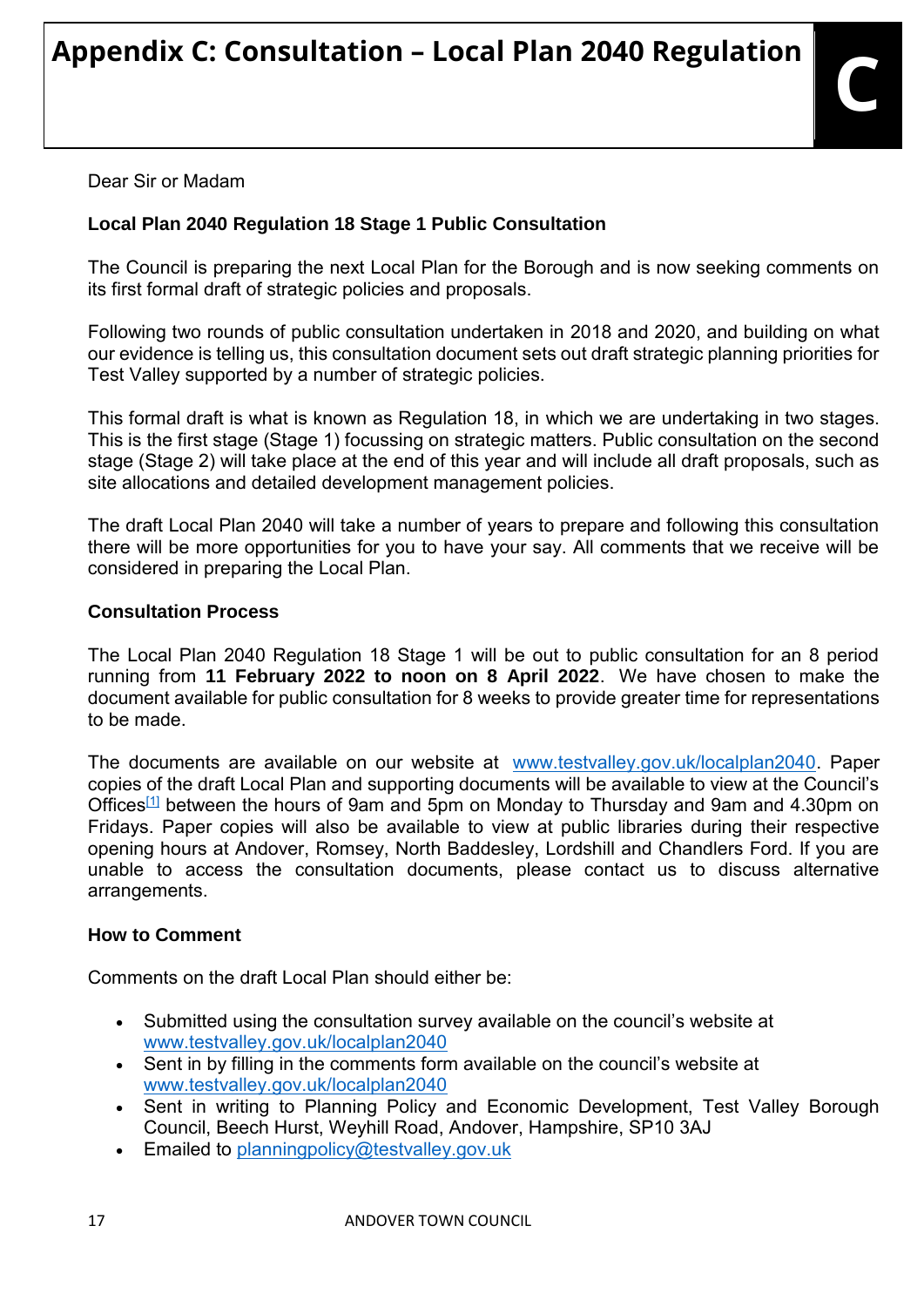# Appendix C: Consultation – Local Plan 2040 Regulation

Dear Sir or Madam

**Local Plan 2040 Regulation 18 Stage 1 Public Consultation**

The Council is preparing the next Local Plan for the Borough and is now seeking comments on its first formal draft of strategic policies and proposals.

Following two rounds of public consultation undertaken in 2018 and 2020, and building on what our evidence is telling us, this consultation document sets out draft strategic planning priorities for Test Valley supported by a number of strategic policies.

This formal draft is what is known as Regulation 18, in which we are undertaking in two stages. This is the first stage (Stage 1) focussing on strategic matters. Public consultation on the second stage (Stage 2) will take place at the end of this year and will include all draft proposals, such as site allocations and detailed development management policies.

The draft Local Plan 2040 will take a number of years to prepare and following this consultation there will be more opportunities for you to have your say. All comments that we receive will be considered in preparing the Local Plan.

**Consultation Process**

The Local Plan 2040 Regulation 18 Stage 1 will be out to public consultation for an 8 period running from **11 February 2022 to noon on 8 April 2022**. We have chosen to make the document available for public consultation for 8 weeks to provide greater time for representations to be made.

The documents are available on our website at www.testvalley.gov.uk/localplan2040. Paper copies of the draft Local Plan and supporting documents will be available to view at the Council's Offices[1] between the hours of 9am and 5pm on Monday to Thursday and 9am and 4.30pm on Fridays. Paper copies will also be available to view at public libraries during their respective opening hours at Andover, Romsey, North Baddesley, Lordshill and Chandlers Ford. If you are unable to access the consultation documents, please contact us to discuss alternative arrangements.

**How to Comment**

Comments on the draft Local Plan should either be:

- Submitted using the consultation survey available on the council's website at www.testvalley.gov.uk/localplan2040
- Sent in by filling in the comments form available on the council's website at www.testvalley.gov.uk/localplan2040
- Sent in writing to Planning Policy and Economic Development, Test Valley Borough Council, Beech Hurst, Weyhill Road, Andover, Hampshire, SP10 3AJ
- Emailed to planningpolicy@testvalley.gov.uk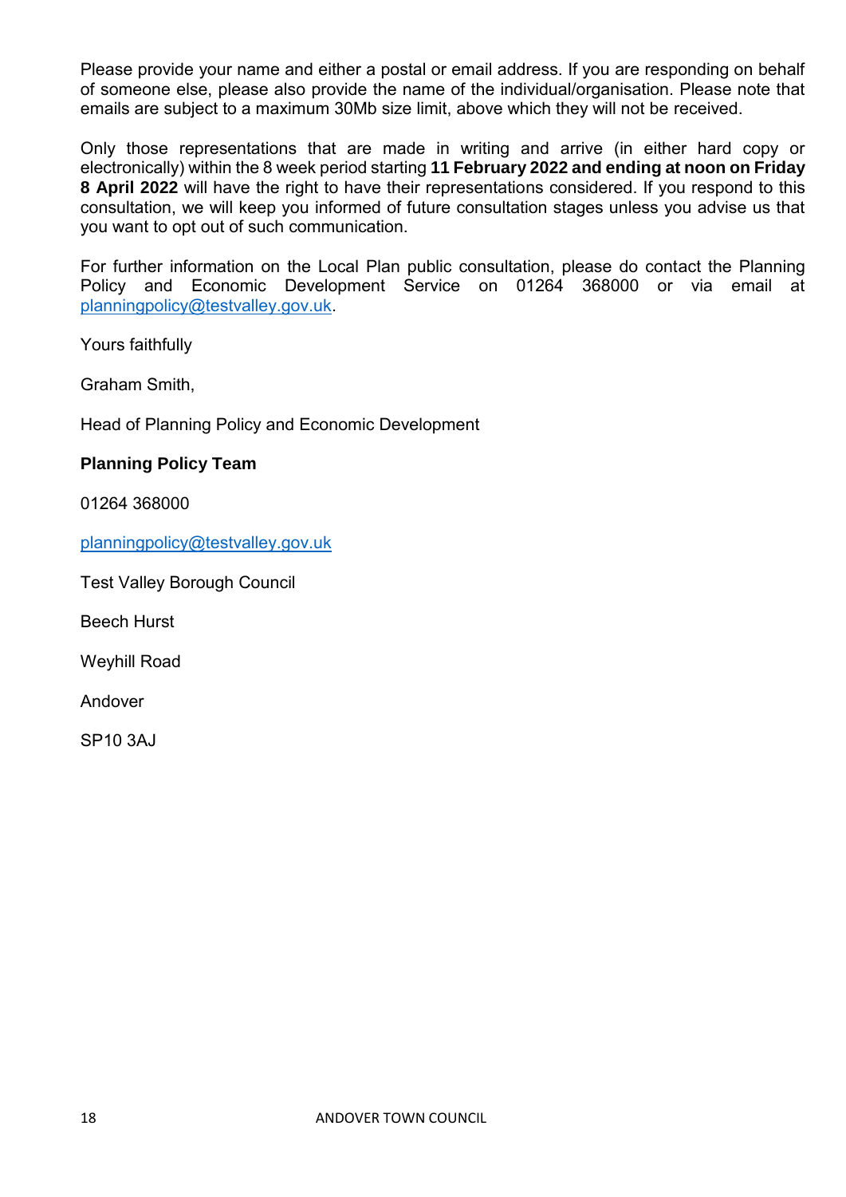Please provide your name and either a postal or email address. If you are responding on behalf of someone else, please also provide the name of the individual/organisation. Please note that emails are subject to a maximum 30Mb size limit, above which they will not be received.

Only those representations that are made in writing and arrive (in either hard copy or electronically) within the 8 week period starting **11 February 2022 and ending at noon on Friday 8 April 2022** will have the right to have their representations considered. If you respond to this consultation, we will keep you informed of future consultation stages unless you advise us that you want to opt out of such communication.

For further information on the Local Plan public consultation, please do contact the Planning Policy and Economic Development Service on 01264 368000 or via email at planningpolicy@testvalley.gov.uk.

Yours faithfully

Graham Smith,

Head of Planning Policy and Economic Development

**Planning Policy Team**

01264 368000

planningpolicy@testvalley.gov.uk

Test Valley Borough Council

Beech Hurst

Weyhill Road

Andover

SP10 3AJ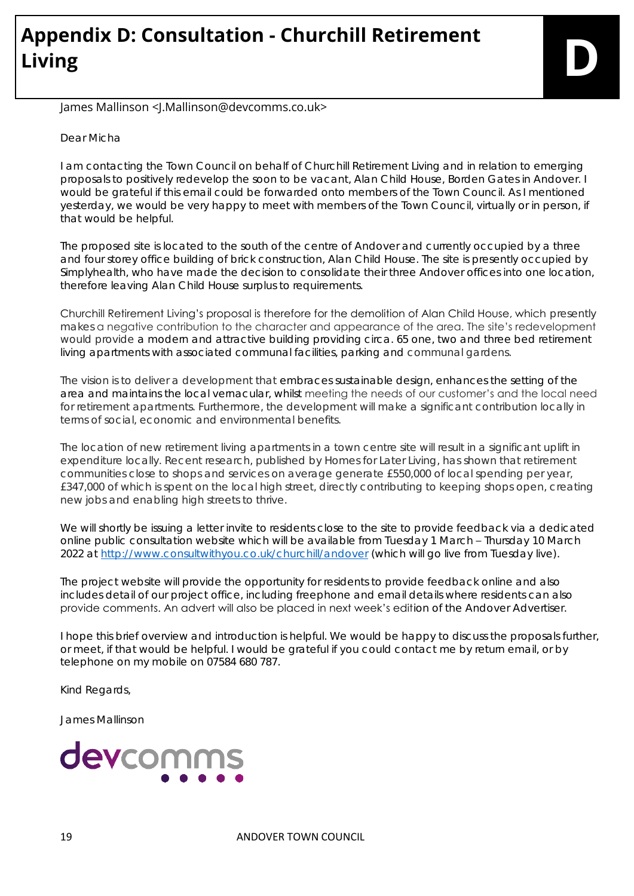# Appendix D: Consultation - Churchill Retirement Living

D

James Mallinson <J.Mallinson@devcomms.co.uk>

Dear Micha

I am contacting the Town Council on behalf of Churchill Retirement Living and in relation to emerging proposals to positively redevelop the soon to be vacant, Alan Child House, Borden Gates in Andover. I would be grateful if this email could be forwarded onto members of the Town Council. As I mentioned yesterday, we would be very happy to meet with members of the Town Council, virtually or in person, if that would be helpful.

The proposed site is located to the south of the centre of Andover and currently occupied by a three and four storey office building of brick construction, Alan Child House. The site is presently occupied by Simplyhealth, who have made the decision to consolidate their three Andover offices into one location, therefore leaving Alan Child House surplus to requirements.

Churchill Retirement Living's proposal is therefore for the demolition of Alan Child House, which presently makes a negative contribution to the character and appearance of the area. The site's redevelopment would provide a modern and attractive building providing circa. 65 one, two and three bed retirement living apartments with associated communal facilities, parking and communal gardens.

The vision is to deliver a development that embraces sustainable design, enhances the setting of the area and maintains the local vernacular, whilst meeting the needs of our customer's and the local need for retirement apartments. Furthermore, the development will make a significant contribution locally in terms of social, economic and environmental benefits.

The location of new retirement living apartments in a town centre site will result in a significant uplift in expenditure locally. Recent research, published by Homes for Later Living, has shown that retirement communities close to shops and services on average generate £550,000 of local spending per year, £347,000 of which is spent on the local high street, directly contributing to keeping shops open, creating new jobs and enabling high streets to thrive.

We will shortly be issuing a letter invite to residents close to the site to provide feedback via a dedicated online public consultation website which will be available from Tuesday 1 March – Thursday 10 March 2022 at http://www.consultwithyou.co.uk/churchill/andover (which will go live from Tuesday live).

The project website will provide the opportunity for residents to provide feedback online and also includes detail of our project office, including freephone and email details where residents can also provide comments. An advert will also be placed in next week's edition of the Andover Advertiser.

I hope this brief overview and introduction is helpful. We would be happy to discuss the proposals further, or meet, if that would be helpful. I would be grateful if you could contact me by return email, or by telephone on my mobile on 07584 680 787.

Kind Regards,

James Mallinson

devcomms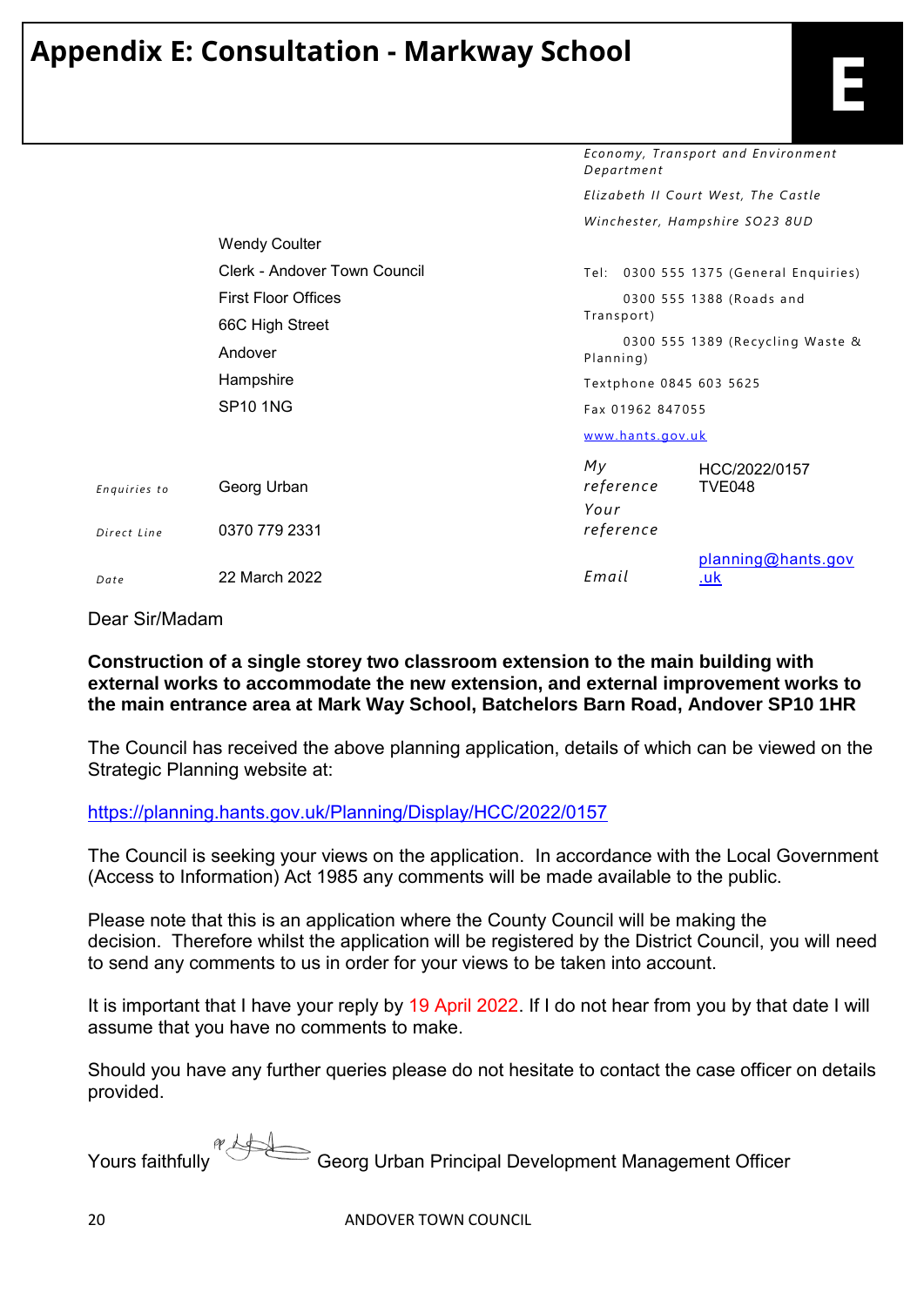# Appendix E: Consultation - Markway School

E

*Economy, Transport and Environment Department*

*Elizabeth II Court West, The Castle*

*Winchester, Hampshire SO23 8UD*

Tel: 0300 555 1375 (General Enquiries)

0300 555 1388 (Roads and Transport)

0300 555 1389 (Recycling Waste & Planning)

Textphone 0845 603 5625

Fax 01962 847055

www.hants.gov.uk

Wendy Coulter
Clerk - Andover Town Council
First Floor Offices
66C High Street
Andover
Hampshire
SP10 1NG

| | | | |
|---|---|---|---|
| *Enquiries to* | Georg Urban | *My reference* | HCC/2022/0157 TVE048 |
| *Direct Line* | 0370 779 2331 | *Your reference* | |
| *Date* | 22 March 2022 | *Email* | planning@hants.gov.uk |

Dear Sir/Madam

**Construction of a single storey two classroom extension to the main building with external works to accommodate the new extension, and external improvement works to the main entrance area at Mark Way School, Batchelors Barn Road, Andover SP10 1HR**

The Council has received the above planning application, details of which can be viewed on the Strategic Planning website at:

https://planning.hants.gov.uk/Planning/Display/HCC/2022/0157

The Council is seeking your views on the application. In accordance with the Local Government (Access to Information) Act 1985 any comments will be made available to the public.

Please note that this is an application where the County Council will be making the decision. Therefore whilst the application will be registered by the District Council, you will need to send any comments to us in order for your views to be taken into account.

It is important that I have your reply by 19 April 2022. If I do not hear from you by that date I will assume that you have no comments to make.

Should you have any further queries please do not hesitate to contact the case officer on details provided.

Yours faithfully Georg Urban Principal Development Management Officer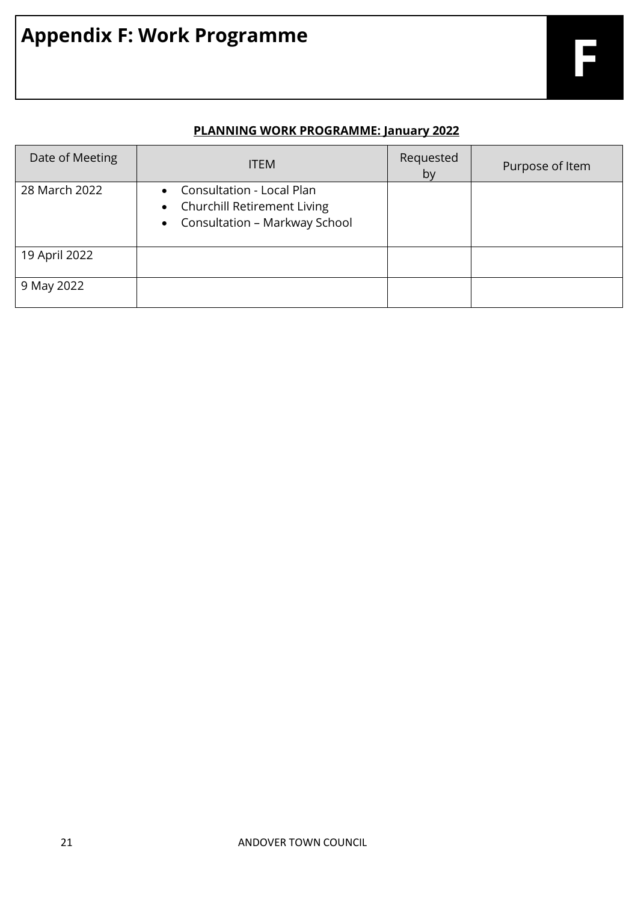# Appendix F: Work Programme

F

**PLANNING WORK PROGRAMME: January 2022**

| Date of Meeting | ITEM | Requested by | Purpose of Item |
| --- | --- | --- | --- |
| 28 March 2022 | • Consultation - Local Plan<br>• Churchill Retirement Living<br>• Consultation – Markway School | | |
| 19 April 2022 | | | |
| 9 May 2022 | | | |

ANDOVER TOWN COUNCIL